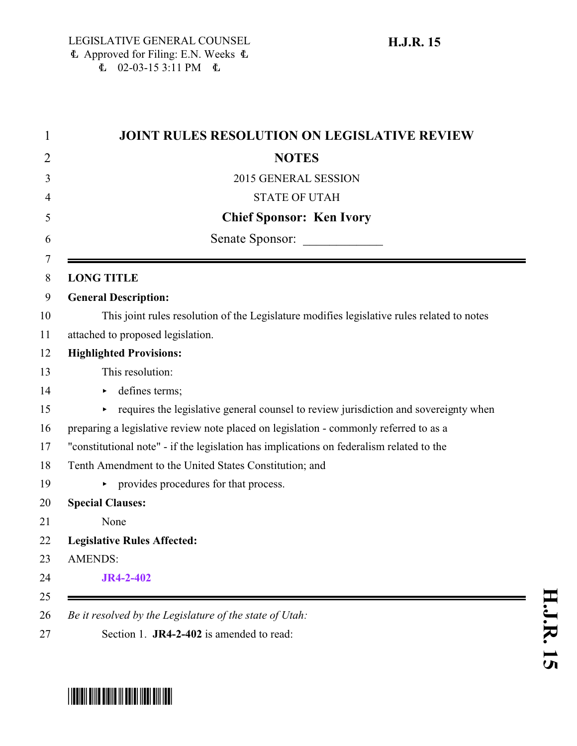LEGISLATIVE GENERAL COUNSEL
Approved for Filing: E.N. Weeks
02-03-15 3:11 PM

**H.J.R. 15**

# JOINT RULES RESOLUTION ON LEGISLATIVE REVIEW NOTES

2015 GENERAL SESSION

STATE OF UTAH

**Chief Sponsor: Ken Ivory**

Senate Sponsor: ____________

---

**LONG TITLE**

**General Description:**

This joint rules resolution of the Legislature modifies legislative rules related to notes attached to proposed legislation.

**Highlighted Provisions:**

This resolution:

- defines terms;
- requires the legislative general counsel to review jurisdiction and sovereignty when preparing a legislative review note placed on legislation - commonly referred to as a "constitutional note" - if the legislation has implications on federalism related to the Tenth Amendment to the United States Constitution; and
- provides procedures for that process.

**Special Clauses:**

None

**Legislative Rules Affected:**

AMENDS:

**JR4-2-402**

---

*Be it resolved by the Legislature of the state of Utah:*

Section 1. **JR4-2-402** is amended to read: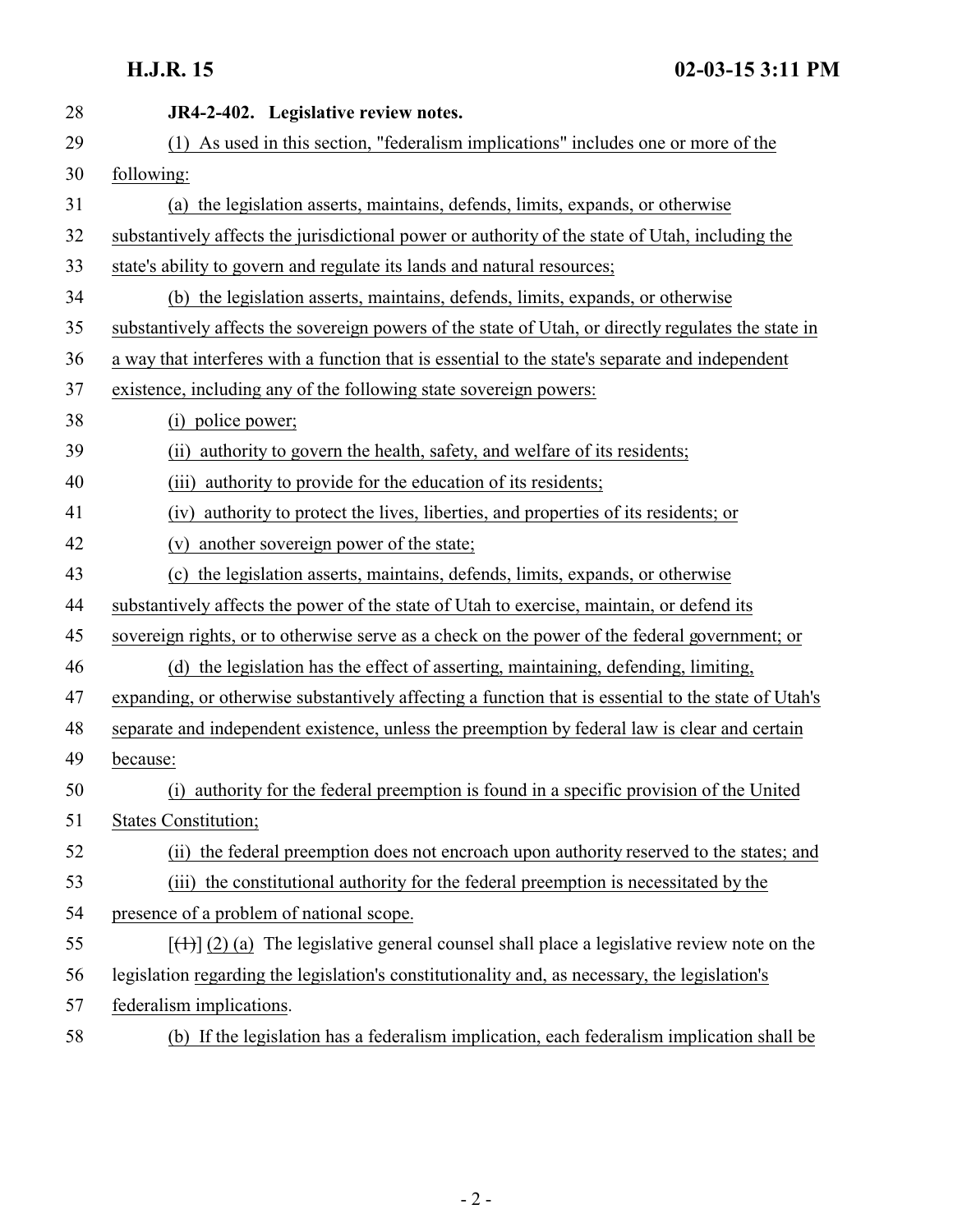**JR4-2-402. Legislative review notes.**

(1) As used in this section, "federalism implications" includes one or more of the following:

(a) the legislation asserts, maintains, defends, limits, expands, or otherwise substantively affects the jurisdictional power or authority of the state of Utah, including the state's ability to govern and regulate its lands and natural resources;

(b) the legislation asserts, maintains, defends, limits, expands, or otherwise substantively affects the sovereign powers of the state of Utah, or directly regulates the state in a way that interferes with a function that is essential to the state's separate and independent existence, including any of the following state sovereign powers:

(i) police power;

(ii) authority to govern the health, safety, and welfare of its residents;

(iii) authority to provide for the education of its residents;

(iv) authority to protect the lives, liberties, and properties of its residents; or

(v) another sovereign power of the state;

(c) the legislation asserts, maintains, defends, limits, expands, or otherwise substantively affects the power of the state of Utah to exercise, maintain, or defend its sovereign rights, or to otherwise serve as a check on the power of the federal government; or

(d) the legislation has the effect of asserting, maintaining, defending, limiting, expanding, or otherwise substantively affecting a function that is essential to the state of Utah's separate and independent existence, unless the preemption by federal law is clear and certain because:

(i) authority for the federal preemption is found in a specific provision of the United States Constitution;

(ii) the federal preemption does not encroach upon authority reserved to the states; and

(iii) the constitutional authority for the federal preemption is necessitated by the presence of a problem of national scope.

[~~(1)~~] (2) (a) The legislative general counsel shall place a legislative review note on the legislation regarding the legislation's constitutionality and, as necessary, the legislation's federalism implications.

(b) If the legislation has a federalism implication, each federalism implication shall be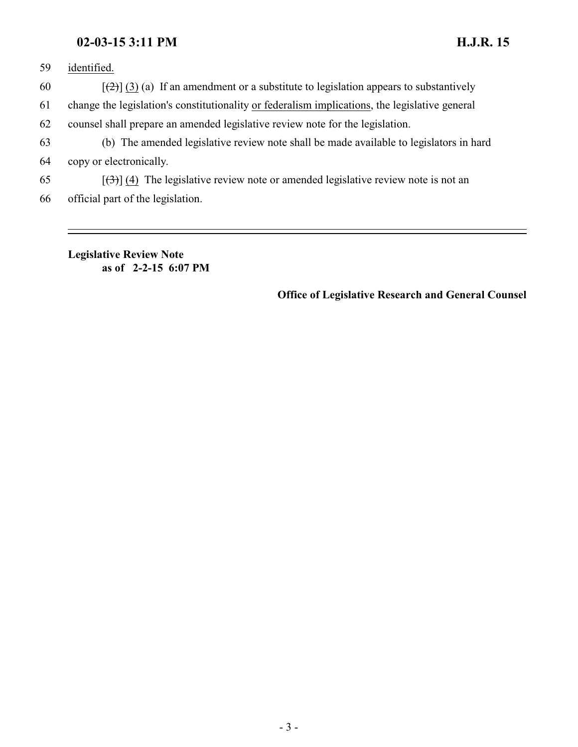59 identified.

60 [~~(2)~~] (3) (a) If an amendment or a substitute to legislation appears to substantively

61 change the legislation's constitutionality or federalism implications, the legislative general

62 counsel shall prepare an amended legislative review note for the legislation.

63 (b) The amended legislative review note shall be made available to legislators in hard

64 copy or electronically.

65 [~~(3)~~] (4) The legislative review note or amended legislative review note is not an

66 official part of the legislation.

---

**Legislative Review Note**
**as of 2-2-15 6:07 PM**

**Office of Legislative Research and General Counsel**